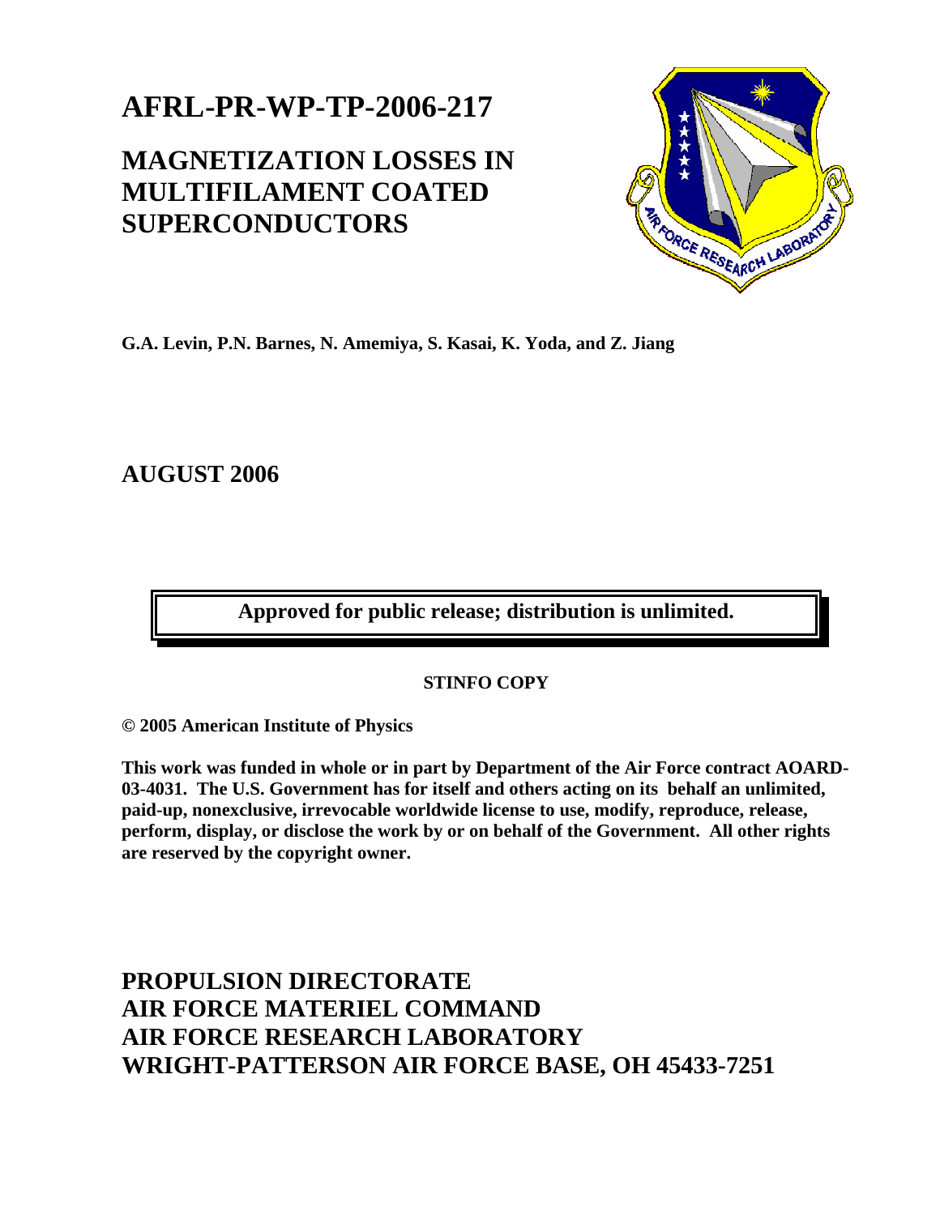# AFRL-PR-WP-TP-2006-217

# MAGNETIZATION LOSSES IN MULTIFILAMENT COATED SUPERCONDUCTORS

**G.A. Levin, P.N. Barnes, N. Amemiya, S. Kasai, K. Yoda, and Z. Jiang**

**AUGUST 2006**

**Approved for public release; distribution is unlimited.**

**STINFO COPY**

**© 2005 American Institute of Physics**

**This work was funded in whole or in part by Department of the Air Force contract AOARD-03-4031. The U.S. Government has for itself and others acting on its behalf an unlimited, paid-up, nonexclusive, irrevocable worldwide license to use, modify, reproduce, release, perform, display, or disclose the work by or on behalf of the Government. All other rights are reserved by the copyright owner.**

## PROPULSION DIRECTORATE
## AIR FORCE MATERIEL COMMAND
## AIR FORCE RESEARCH LABORATORY
## WRIGHT-PATTERSON AIR FORCE BASE, OH 45433-7251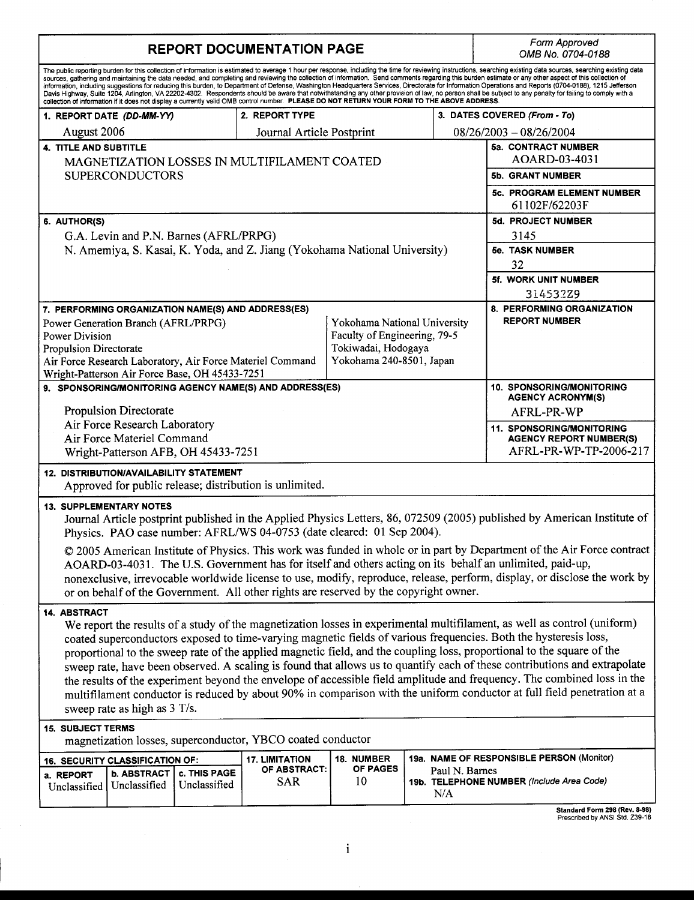# REPORT DOCUMENTATION PAGE

*Form Approved*
*OMB No. 0704-0188*

The public reporting burden for this collection of information is estimated to average 1 hour per response, including the time for reviewing instructions, searching existing data sources, searching existing data sources, gathering and maintaining the data needed, and completing and reviewing the collection of information. Send comments regarding this burden estimate or any other aspect of this collection of information, including suggestions for reducing this burden, to Department of Defense, Washington Headquarters Services, Directorate for Information Operations and Reports (0704-0188), 1215 Jefferson Davis Highway, Suite 1204, Arlington, VA 22202-4302. Respondents should be aware that notwithstanding any other provision of law, no person shall be subject to any penalty for failing to comply with a collection of information if it does not display a currently valid OMB control number. **PLEASE DO NOT RETURN YOUR FORM TO THE ABOVE ADDRESS.**

| 1. REPORT DATE *(DD-MM-YY)* | 2. REPORT TYPE | 3. DATES COVERED *(From - To)* |
|---|---|---|
| August 2006 | Journal Article Postprint | 08/26/2003 – 08/26/2004 |

**4. TITLE AND SUBTITLE**
MAGNETIZATION LOSSES IN MULTIFILAMENT COATED SUPERCONDUCTORS

**5a. CONTRACT NUMBER**
AOARD-03-4031

**5b. GRANT NUMBER**

**5c. PROGRAM ELEMENT NUMBER**
61102F/62203F

**6. AUTHOR(S)**
G.A. Levin and P.N. Barnes (AFRL/PRPG)
N. Amemiya, S. Kasai, K. Yoda, and Z. Jiang (Yokohama National University)

**5d. PROJECT NUMBER**
3145

**5e. TASK NUMBER**
32

**5f. WORK UNIT NUMBER**
314532Z9

**7. PERFORMING ORGANIZATION NAME(S) AND ADDRESS(ES)**

| | |
|---|---|
| Power Generation Branch (AFRL/PRPG)<br>Power Division<br>Propulsion Directorate<br>Air Force Research Laboratory, Air Force Materiel Command<br>Wright-Patterson Air Force Base, OH 45433-7251 | Yokohama National University<br>Faculty of Engineering, 79-5<br>Tokiwadai, Hodogaya<br>Yokohama 240-8501, Japan |

**8. PERFORMING ORGANIZATION REPORT NUMBER**

**9. SPONSORING/MONITORING AGENCY NAME(S) AND ADDRESS(ES)**
Propulsion Directorate
Air Force Research Laboratory
Air Force Materiel Command
Wright-Patterson AFB, OH 45433-7251

**10. SPONSORING/MONITORING AGENCY ACRONYM(S)**
AFRL-PR-WP

**11. SPONSORING/MONITORING AGENCY REPORT NUMBER(S)**
AFRL-PR-WP-TP-2006-217

**12. DISTRIBUTION/AVAILABILITY STATEMENT**
Approved for public release; distribution is unlimited.

**13. SUPPLEMENTARY NOTES**
Journal Article postprint published in the Applied Physics Letters, 86, 072509 (2005) published by American Institute of Physics. PAO case number: AFRL/WS 04-0753 (date cleared: 01 Sep 2004).

© 2005 American Institute of Physics. This work was funded in whole or in part by Department of the Air Force contract AOARD-03-4031. The U.S. Government has for itself and others acting on its behalf an unlimited, paid-up, nonexclusive, irrevocable worldwide license to use, modify, reproduce, release, perform, display, or disclose the work by or on behalf of the Government. All other rights are reserved by the copyright owner.

**14. ABSTRACT**
We report the results of a study of the magnetization losses in experimental multifilament, as well as control (uniform) coated superconductors exposed to time-varying magnetic fields of various frequencies. Both the hysteresis loss, proportional to the sweep rate of the applied magnetic field, and the coupling loss, proportional to the square of the sweep rate, have been observed. A scaling is found that allows us to quantify each of these contributions and extrapolate the results of the experiment beyond the envelope of accessible field amplitude and frequency. The combined loss in the multifilament conductor is reduced by about 90% in comparison with the uniform conductor at full field penetration at a sweep rate as high as 3 T/s.

**15. SUBJECT TERMS**
magnetization losses, superconductor, YBCO coated conductor

| 16. SECURITY CLASSIFICATION OF: | | | 17. LIMITATION OF ABSTRACT: | 18. NUMBER OF PAGES | 19a. NAME OF RESPONSIBLE PERSON (Monitor) |
|---|---|---|---|---|---|
| a. REPORT | b. ABSTRACT | c. THIS PAGE | | | Paul N. Barnes |
| Unclassified | Unclassified | Unclassified | SAR | 10 | 19b. TELEPHONE NUMBER *(Include Area Code)* N/A |

Standard Form 298 (Rev. 8-98)
Prescribed by ANSI Std. Z39-18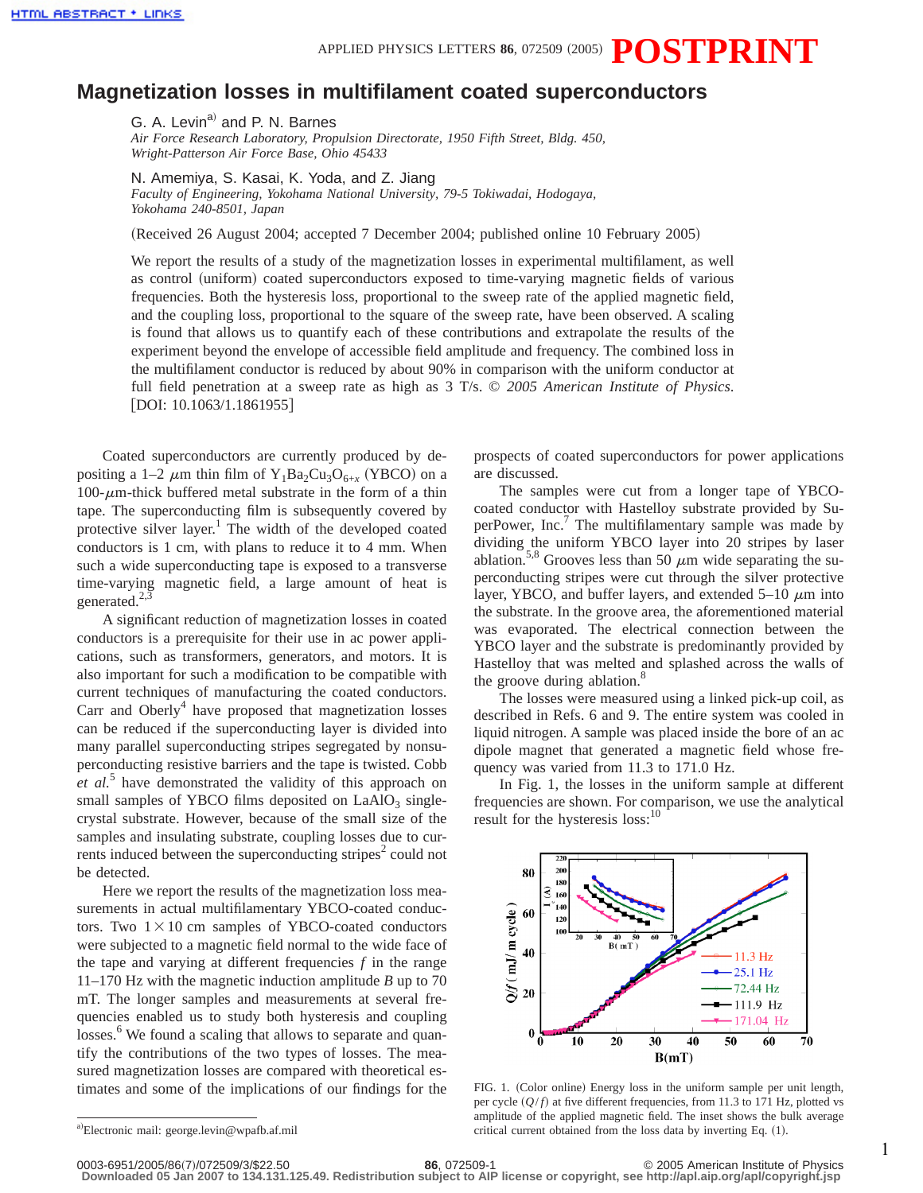# Magnetization losses in multifilament coated superconductors

G. A. Levin[a)] and P. N. Barnes
*Air Force Research Laboratory, Propulsion Directorate, 1950 Fifth Street, Bldg. 450, Wright-Patterson Air Force Base, Ohio 45433*

N. Amemiya, S. Kasai, K. Yoda, and Z. Jiang
*Faculty of Engineering, Yokohama National University, 79-5 Tokiwadai, Hodogaya, Yokohama 240-8501, Japan*

(Received 26 August 2004; accepted 7 December 2004; published online 10 February 2005)

We report the results of a study of the magnetization losses in experimental multifilament, as well as control (uniform) coated superconductors exposed to time-varying magnetic fields of various frequencies. Both the hysteresis loss, proportional to the sweep rate of the applied magnetic field, and the coupling loss, proportional to the square of the sweep rate, have been observed. A scaling is found that allows us to quantify each of these contributions and extrapolate the results of the experiment beyond the envelope of accessible field amplitude and frequency. The combined loss in the multifilament conductor is reduced by about 90% in comparison with the uniform conductor at full field penetration at a sweep rate as high as 3 T/s. © *2005 American Institute of Physics.* [DOI: 10.1063/1.1861955]

Coated superconductors are currently produced by depositing a 1–2 $\mu$m thin film of $Y_1Ba_2Cu_3O_{6+x}$ (YBCO) on a 100-$\mu$m-thick buffered metal substrate in the form of a thin tape. The superconducting film is subsequently covered by protective silver layer.[1] The width of the developed coated conductors is 1 cm, with plans to reduce it to 4 mm. When such a wide superconducting tape is exposed to a transverse time-varying magnetic field, a large amount of heat is generated.[2,3]

A significant reduction of magnetization losses in coated conductors is a prerequisite for their use in ac power applications, such as transformers, generators, and motors. It is also important for such a modification to be compatible with current techniques of manufacturing the coated conductors. Carr and Oberly[4] have proposed that magnetization losses can be reduced if the superconducting layer is divided into many parallel superconducting stripes segregated by nonsuperconducting resistive barriers and the tape is twisted. Cobb *et al.*[5] have demonstrated the validity of this approach on small samples of YBCO films deposited on $LaAlO_3$ single-crystal substrate. However, because of the small size of the samples and insulating substrate, coupling losses due to currents induced between the superconducting stripes[2] could not be detected.

Here we report the results of the magnetization loss measurements in actual multifilamentary YBCO-coated conductors. Two $1\times10$ cm samples of YBCO-coated conductors were subjected to a magnetic field normal to the wide face of the tape and varying at different frequencies $f$ in the range 11–170 Hz with the magnetic induction amplitude $B$ up to 70 mT. The longer samples and measurements at several frequencies enabled us to study both hysteresis and coupling losses.[6] We found a scaling that allows to separate and quantify the contributions of the two types of losses. The measured magnetization losses are compared with theoretical estimates and some of the implications of our findings for the prospects of coated superconductors for power applications are discussed.

The samples were cut from a longer tape of YBCO-coated conductor with Hastelloy substrate provided by SuperPower, Inc.[7] The multifilamentary sample was made by dividing the uniform YBCO layer into 20 stripes by laser ablation.[5,8] Grooves less than 50 $\mu$m wide separating the superconducting stripes were cut through the silver protective layer, YBCO, and buffer layers, and extended 5–10 $\mu$m into the substrate. In the groove area, the aforementioned material was evaporated. The electrical connection between the YBCO layer and the substrate is predominantly provided by Hastelloy that was melted and splashed across the walls of the groove during ablation.[8]

The losses were measured using a linked pick-up coil, as described in Refs. 6 and 9. The entire system was cooled in liquid nitrogen. A sample was placed inside the bore of an ac dipole magnet that generated a magnetic field whose frequency was varied from 11.3 to 171.0 Hz.

In Fig. 1, the losses in the uniform sample at different frequencies are shown. For comparison, we use the analytical result for the hysteresis loss:[10]

FIG. 1. (Color online) Energy loss in the uniform sample per unit length, per cycle ($Q/f$) at five different frequencies, from 11.3 to 171 Hz, plotted vs amplitude of the applied magnetic field. The inset shows the bulk average critical current obtained from the loss data by inverting Eq. (1).

---

[a)]Electronic mail: george.levin@wpafb.af.mil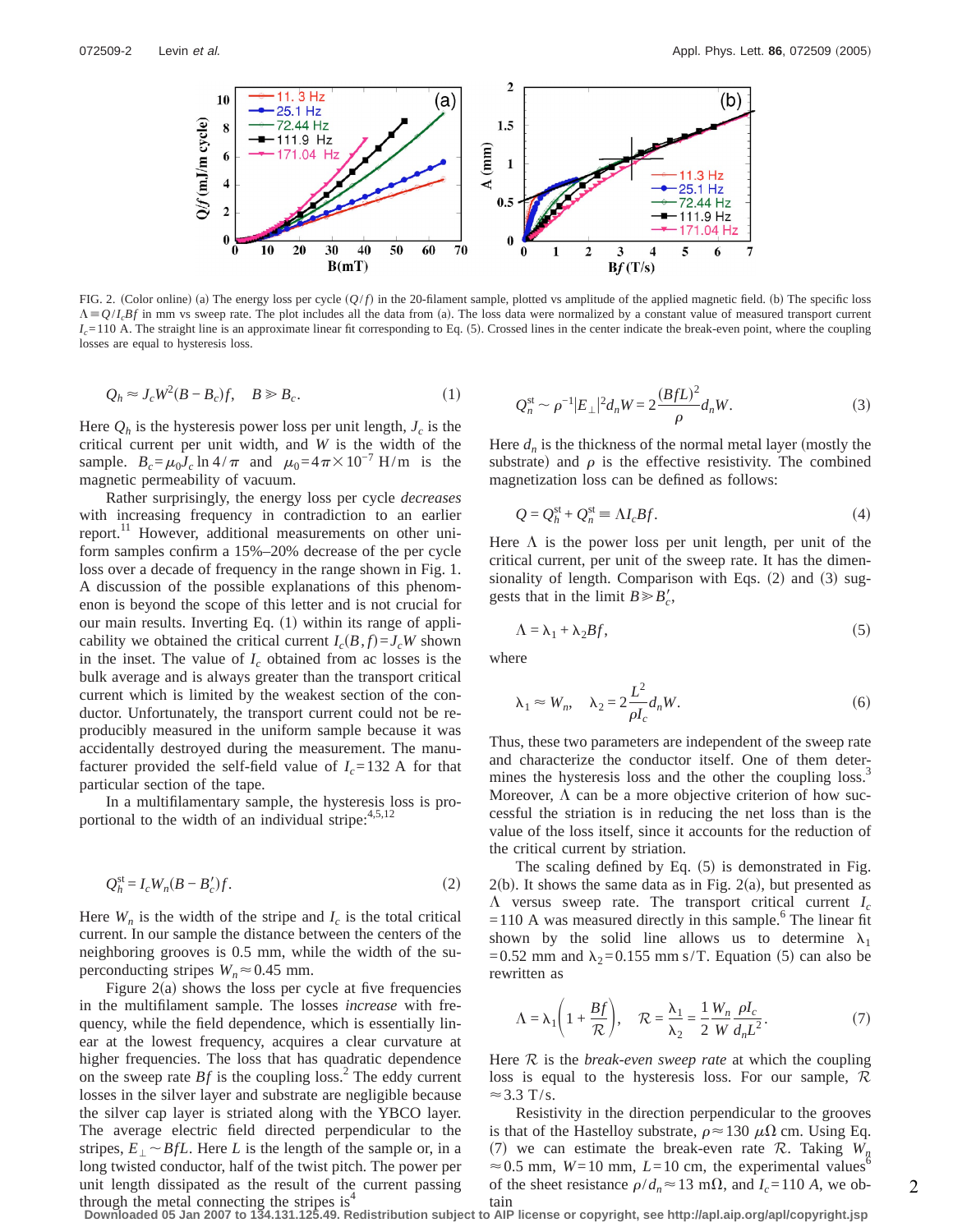FIG. 2. (Color online) (a) The energy loss per cycle $(Q/f)$ in the 20-filament sample, plotted vs amplitude of the applied magnetic field. (b) The specific loss $\Lambda \equiv Q/I_cBf$ in mm vs sweep rate. The plot includes all the data from (a). The loss data were normalized by a constant value of measured transport current $I_c$=110 A. The straight line is an approximate linear fit corresponding to Eq. (5). Crossed lines in the center indicate the break-even point, where the coupling losses are equal to hysteresis loss.

$$Q_h \approx J_c W^2 (B - B_c) f, \quad B \gg B_c. \tag{1}$$

Here $Q_h$ is the hysteresis power loss per unit length, $J_c$ is the critical current per unit width, and $W$ is the width of the sample. $B_c = \mu_0 J_c \ln 4/\pi$ and $\mu_0 = 4\pi \times 10^{-7}$ H/m is the magnetic permeability of vacuum.

Rather surprisingly, the energy loss per cycle *decreases* with increasing frequency in contradiction to an earlier report.[11] However, additional measurements on other uniform samples confirm a 15%–20% decrease of the per cycle loss over a decade of frequency in the range shown in Fig. 1. A discussion of the possible explanations of this phenomenon is beyond the scope of this letter and is not crucial for our main results. Inverting Eq. (1) within its range of applicability we obtained the critical current $I_c(B,f) = J_c W$ shown in the inset. The value of $I_c$ obtained from ac losses is the bulk average and is always greater than the transport critical current which is limited by the weakest section of the conductor. Unfortunately, the transport current could not be reproducibly measured in the uniform sample because it was accidentally destroyed during the measurement. The manufacturer provided the self-field value of $I_c$=132 A for that particular section of the tape.

In a multifilamentary sample, the hysteresis loss is proportional to the width of an individual stripe:[4,5,12]

$$Q_h^{\mathrm{st}} = I_c W_n (B - B_c') f. \tag{2}$$

Here $W_n$ is the width of the stripe and $I_c$ is the total critical current. In our sample the distance between the centers of the neighboring grooves is 0.5 mm, while the width of the superconducting stripes $W_n \approx 0.45$ mm.

Figure 2(a) shows the loss per cycle at five frequencies in the multifilament sample. The losses *increase* with frequency, while the field dependence, which is essentially linear at the lowest frequency, acquires a clear curvature at higher frequencies. The loss that has quadratic dependence on the sweep rate $Bf$ is the coupling loss.[2] The eddy current losses in the silver layer and substrate are negligible because the silver cap layer is striated along with the YBCO layer. The average electric field directed perpendicular to the stripes, $E_\perp \sim BfL$. Here $L$ is the length of the sample or, in a long twisted conductor, half of the twist pitch. The power per unit length dissipated as the result of the current passing through the metal connecting the stripes is[4]

$$Q_n^{\mathrm{st}} \sim \rho^{-1} |E_\perp|^2 d_n W = 2 \frac{(BfL)^2}{\rho} d_n W. \tag{3}$$

Here $d_n$ is the thickness of the normal metal layer (mostly the substrate) and $\rho$ is the effective resistivity. The combined magnetization loss can be defined as follows:

$$Q = Q_h^{\mathrm{st}} + Q_n^{\mathrm{st}} \equiv \Lambda I_c B f. \tag{4}$$

Here $\Lambda$ is the power loss per unit length, per unit of the critical current, per unit of the sweep rate. It has the dimensionality of length. Comparison with Eqs. (2) and (3) suggests that in the limit $B \gg B_c'$,

$$\Lambda = \lambda_1 + \lambda_2 B f, \tag{5}$$

where

$$\lambda_1 \approx W_n, \quad \lambda_2 = 2 \frac{L^2}{\rho I_c} d_n W. \tag{6}$$

Thus, these two parameters are independent of the sweep rate and characterize the conductor itself. One of them determines the hysteresis loss and the other the coupling loss.[3] Moreover, $\Lambda$ can be a more objective criterion of how successful the striation is in reducing the net loss than is the value of the loss itself, since it accounts for the reduction of the critical current by striation.

The scaling defined by Eq. (5) is demonstrated in Fig. 2(b). It shows the same data as in Fig. 2(a), but presented as $\Lambda$ versus sweep rate. The transport critical current $I_c$ =110 A was measured directly in this sample.[6] The linear fit shown by the solid line allows us to determine $\lambda_1$ =0.52 mm and $\lambda_2$=0.155 mm s/T. Equation (5) can also be rewritten as

$$\Lambda = \lambda_1 \left( 1 + \frac{Bf}{\mathcal{R}} \right), \quad \mathcal{R} = \frac{\lambda_1}{\lambda_2} = \frac{1}{2} \frac{W_n}{W} \frac{\rho I_c}{d_n L^2}. \tag{7}$$

Here $\mathcal{R}$ is the *break-even sweep rate* at which the coupling loss is equal to the hysteresis loss. For our sample, $\mathcal{R}$ $\approx$3.3 T/s.

Resistivity in the direction perpendicular to the grooves is that of the Hastelloy substrate, $\rho \approx 130$ $\mu\Omega$ cm. Using Eq. (7) we can estimate the break-even rate $\mathcal{R}$. Taking $W_n$ $\approx$0.5 mm, $W$=10 mm, $L$=10 cm, the experimental values[6] of the sheet resistance $\rho/d_n \approx 13$ m$\Omega$, and $I_c$=110 *A*, we obtain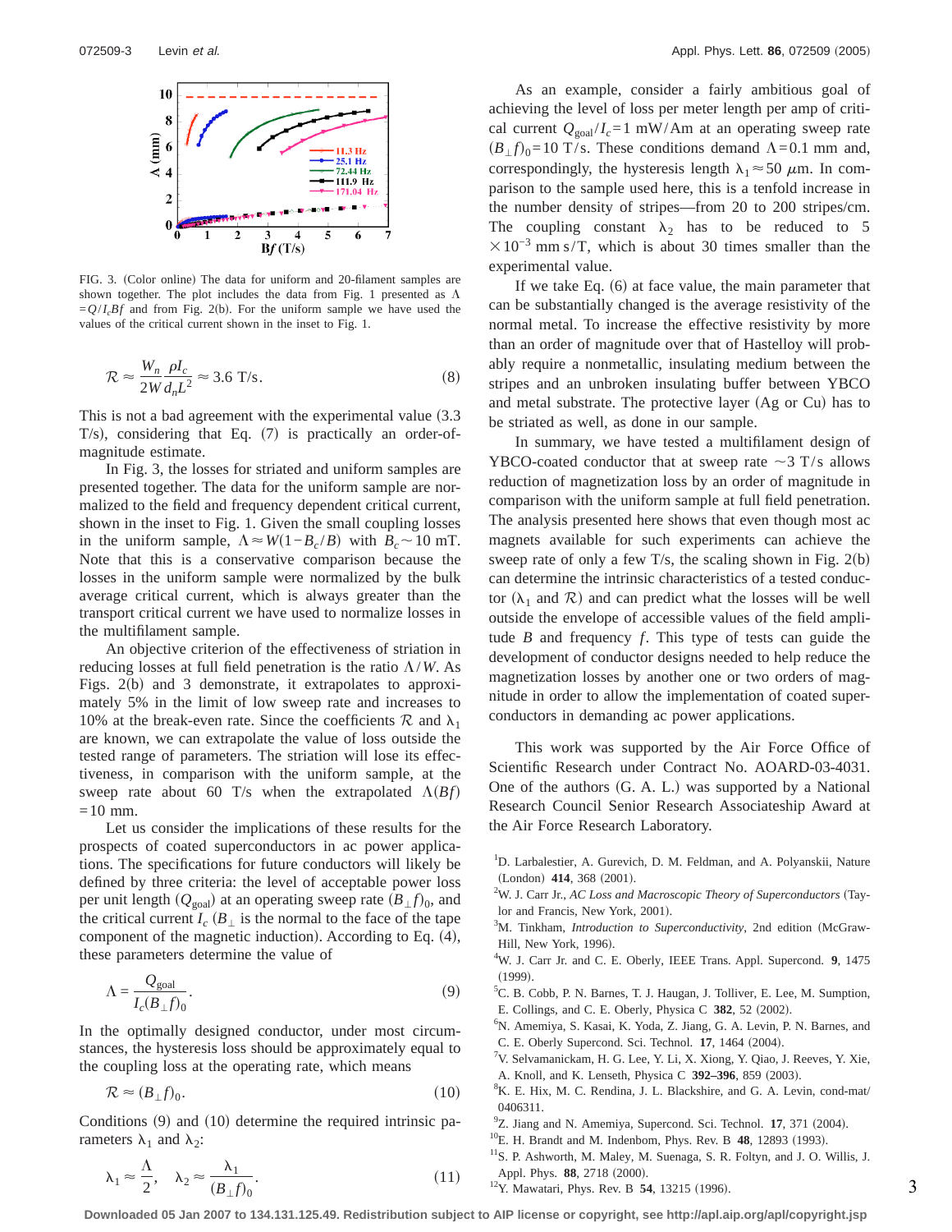10
8
6
4
2
0
0 1 2 3 4 5 6 7
Λ (mm)
Bf (T/s)
11.3 Hz
25.1 Hz
72.44 Hz
111.9 Hz
171.04 Hz

FIG. 3. (Color online) The data for uniform and 20-filament samples are shown together. The plot includes the data from Fig. 1 presented as $\Lambda = Q/I_c Bf$ and from Fig. 2(b). For the uniform sample we have used the values of the critical current shown in the inset to Fig. 1.

$$\mathcal{R} \approx \frac{W_n}{2W} \frac{\rho I_c}{d_n L^2} \approx 3.6 \text{ T/s}. \tag{8}$$

This is not a bad agreement with the experimental value (3.3 T/s), considering that Eq. (7) is practically an order-of-magnitude estimate.

In Fig. 3, the losses for striated and uniform samples are presented together. The data for the uniform sample are normalized to the field and frequency dependent critical current, shown in the inset to Fig. 1. Given the small coupling losses in the uniform sample, $\Lambda \approx W(1 - B_c/B)$ with $B_c \sim 10$ mT. Note that this is a conservative comparison because the losses in the uniform sample were normalized by the bulk average critical current, which is always greater than the transport critical current we have used to normalize losses in the multifilament sample.

An objective criterion of the effectiveness of striation in reducing losses at full field penetration is the ratio $\Lambda/W$. As Figs. 2(b) and 3 demonstrate, it extrapolates to approximately 5% in the limit of low sweep rate and increases to 10% at the break-even rate. Since the coefficients $\mathcal{R}$ and $\lambda_1$ are known, we can extrapolate the value of loss outside the tested range of parameters. The striation will lose its effectiveness, in comparison with the uniform sample, at the sweep rate about 60 T/s when the extrapolated $\Lambda(Bf) = 10$ mm.

Let us consider the implications of these results for the prospects of coated superconductors in ac power applications. The specifications for future conductors will likely be defined by three criteria: the level of acceptable power loss per unit length ($Q_{\text{goal}}$) at an operating sweep rate $(B_\perp f)_0$, and the critical current $I_c$ ($B_\perp$ is the normal to the face of the tape component of the magnetic induction). According to Eq. (4), these parameters determine the value of

$$\Lambda = \frac{Q_{\text{goal}}}{I_c (B_\perp f)_0}. \tag{9}$$

In the optimally designed conductor, under most circumstances, the hysteresis loss should be approximately equal to the coupling loss at the operating rate, which means

$$\mathcal{R} \approx (B_\perp f)_0. \tag{10}$$

Conditions (9) and (10) determine the required intrinsic parameters $\lambda_1$ and $\lambda_2$:

$$\lambda_1 \approx \frac{\Lambda}{2}, \quad \lambda_2 \approx \frac{\lambda_1}{(B_\perp f)_0}. \tag{11}$$

As an example, consider a fairly ambitious goal of achieving the level of loss per meter length per amp of critical current $Q_{\text{goal}}/I_c = 1$ mW/Am at an operating sweep rate $(B_\perp f)_0 = 10$ T/s. These conditions demand $\Lambda = 0.1$ mm and, correspondingly, the hysteresis length $\lambda_1 \approx 50$ $\mu$m. In comparison to the sample used here, this is a tenfold increase in the number density of stripes—from 20 to 200 stripes/cm. The coupling constant $\lambda_2$ has to be reduced to $5 \times 10^{-3}$ mm s/T, which is about 30 times smaller than the experimental value.

If we take Eq. (6) at face value, the main parameter that can be substantially changed is the average resistivity of the normal metal. To increase the effective resistivity by more than an order of magnitude over that of Hastelloy will probably require a nonmetallic, insulating medium between the stripes and an unbroken insulating buffer between YBCO and metal substrate. The protective layer (Ag or Cu) has to be striated as well, as done in our sample.

In summary, we have tested a multifilament design of YBCO-coated conductor that at sweep rate ~3 T/s allows reduction of magnetization loss by an order of magnitude in comparison with the uniform sample at full field penetration. The analysis presented here shows that even though most ac magnets available for such experiments can achieve the sweep rate of only a few T/s, the scaling shown in Fig. 2(b) can determine the intrinsic characteristics of a tested conductor ($\lambda_1$ and $\mathcal{R}$) and can predict what the losses will be well outside the envelope of accessible values of the field amplitude $B$ and frequency $f$. This type of tests can guide the development of conductor designs needed to help reduce the magnetization losses by another one or two orders of magnitude in order to allow the implementation of coated superconductors in demanding ac power applications.

This work was supported by the Air Force Office of Scientific Research under Contract No. AOARD-03-4031. One of the authors (G. A. L.) was supported by a National Research Council Senior Research Associateship Award at the Air Force Research Laboratory.

[1] D. Larbalestier, A. Gurevich, D. M. Feldman, and A. Polyanskii, Nature (London) **414**, 368 (2001).

[2] W. J. Carr Jr., *AC Loss and Macroscopic Theory of Superconductors* (Taylor and Francis, New York, 2001).

[3] M. Tinkham, *Introduction to Superconductivity*, 2nd edition (McGraw-Hill, New York, 1996).

[4] W. J. Carr Jr. and C. E. Oberly, IEEE Trans. Appl. Supercond. **9**, 1475 (1999).

[5] C. B. Cobb, P. N. Barnes, T. J. Haugan, J. Tolliver, E. Lee, M. Sumption, E. Collings, and C. E. Oberly, Physica C **382**, 52 (2002).

[6] N. Amemiya, S. Kasai, K. Yoda, Z. Jiang, G. A. Levin, P. N. Barnes, and C. E. Oberly Supercond. Sci. Technol. **17**, 1464 (2004).

[7] V. Selvamanickam, H. G. Lee, Y. Li, X. Xiong, Y. Qiao, J. Reeves, Y. Xie, A. Knoll, and K. Lenseth, Physica C **392–396**, 859 (2003).

[8] K. E. Hix, M. C. Rendina, J. L. Blackshire, and G. A. Levin, cond-mat/0406311.

[9] Z. Jiang and N. Amemiya, Supercond. Sci. Technol. **17**, 371 (2004).

[10] E. H. Brandt and M. Indenbom, Phys. Rev. B **48**, 12893 (1993).

[11] S. P. Ashworth, M. Maley, M. Suenaga, S. R. Foltyn, and J. O. Willis, J. Appl. Phys. **88**, 2718 (2000).

[12] Y. Mawatari, Phys. Rev. B **54**, 13215 (1996).